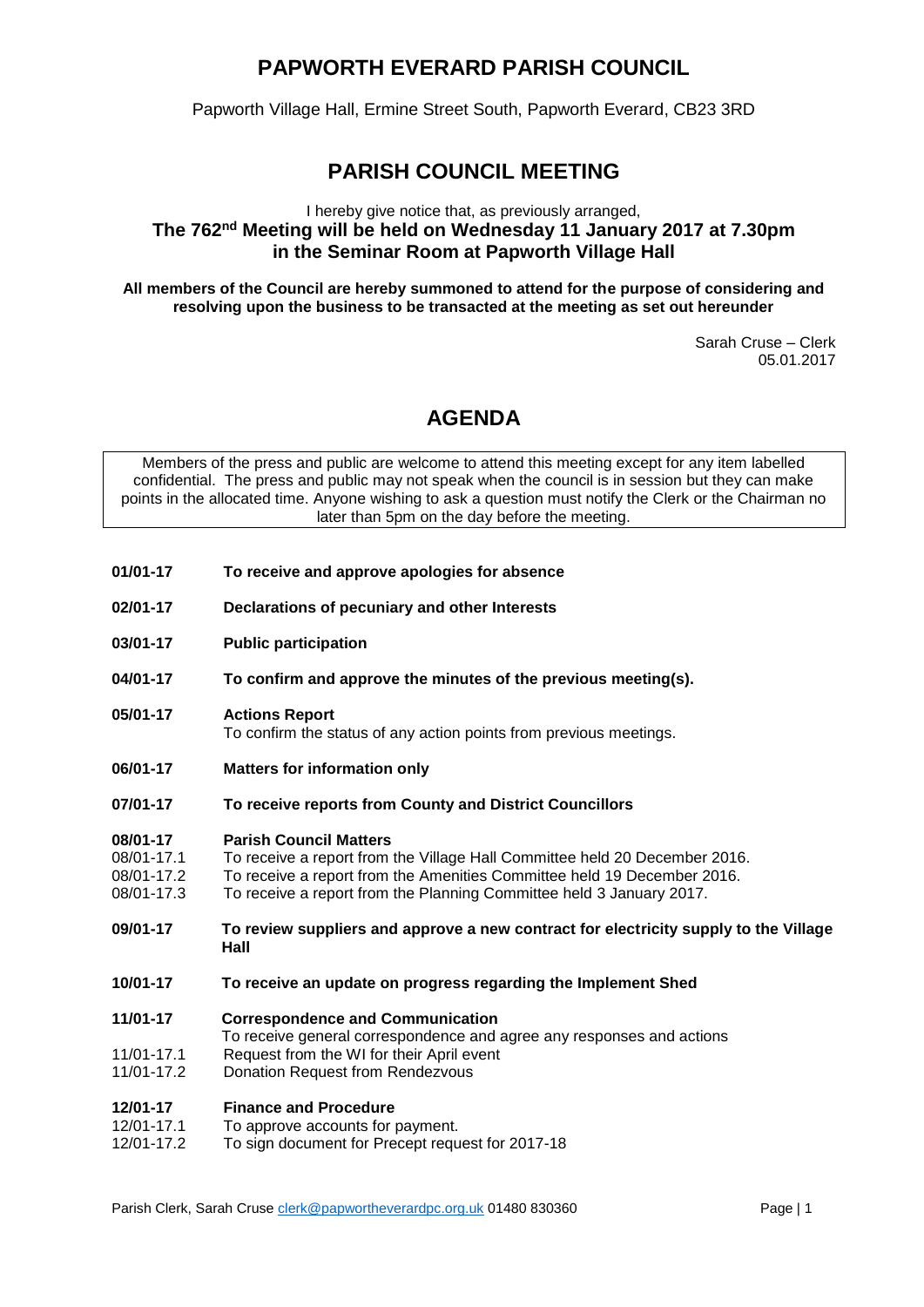# PAPWORTH EVERARD PARISH COUNCIL

Papworth Village Hall, Ermine Street South, Papworth Everard, CB23 3RD

## PARISH COUNCIL MEETING

I hereby give notice that, as previously arranged,
**The 762nd Meeting will be held on Wednesday 11 January 2017 at 7.30pm in the Seminar Room at Papworth Village Hall**

**All members of the Council are hereby summoned to attend for the purpose of considering and resolving upon the business to be transacted at the meeting as set out hereunder**

Sarah Cruse – Clerk
05.01.2017

## AGENDA

Members of the press and public are welcome to attend this meeting except for any item labelled confidential. The press and public may not speak when the council is in session but they can make points in the allocated time. Anyone wishing to ask a question must notify the Clerk or the Chairman no later than 5pm on the day before the meeting.

**01/01-17** **To receive and approve apologies for absence**

**02/01-17** **Declarations of pecuniary and other Interests**

**03/01-17** **Public participation**

**04/01-17** **To confirm and approve the minutes of the previous meeting(s).**

**05/01-17** **Actions Report**
To confirm the status of any action points from previous meetings.

**06/01-17** **Matters for information only**

**07/01-17** **To receive reports from County and District Councillors**

**08/01-17** **Parish Council Matters**
08/01-17.1 To receive a report from the Village Hall Committee held 20 December 2016.
08/01-17.2 To receive a report from the Amenities Committee held 19 December 2016.
08/01-17.3 To receive a report from the Planning Committee held 3 January 2017.

**09/01-17** **To review suppliers and approve a new contract for electricity supply to the Village Hall**

**10/01-17** **To receive an update on progress regarding the Implement Shed**

**11/01-17** **Correspondence and Communication**
To receive general correspondence and agree any responses and actions
11/01-17.1 Request from the WI for their April event
11/01-17.2 Donation Request from Rendezvous

**12/01-17** **Finance and Procedure**
12/01-17.1 To approve accounts for payment.
12/01-17.2 To sign document for Precept request for 2017-18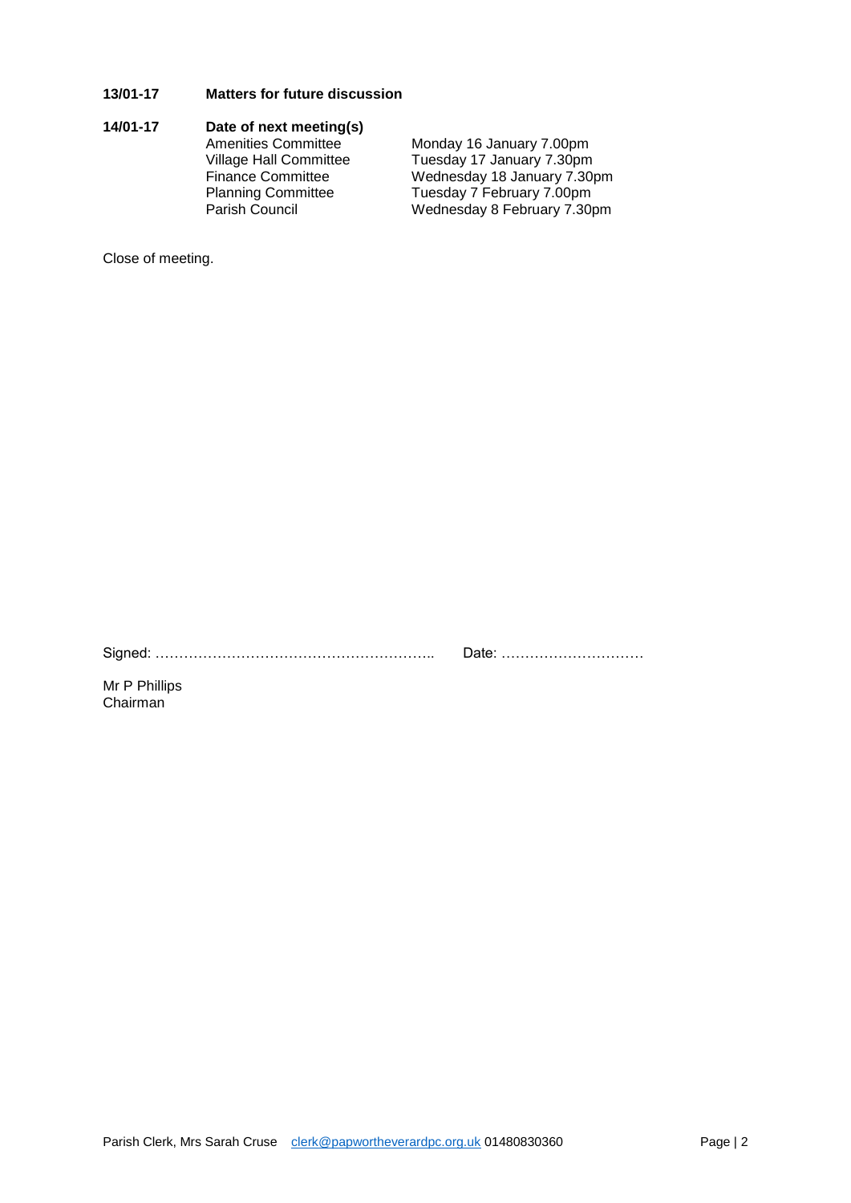**13/01-17 Matters for future discussion**

**14/01-17 Date of next meeting(s)**

| | |
|---|---|
| Amenities Committee | Monday 16 January 7.00pm |
| Village Hall Committee | Tuesday 17 January 7.30pm |
| Finance Committee | Wednesday 18 January 7.30pm |
| Planning Committee | Tuesday 7 February 7.00pm |
| Parish Council | Wednesday 8 February 7.30pm |

Close of meeting.

Signed: ……………………………………………….. Date: …………………………

Mr P Phillips
Chairman

Parish Clerk, Mrs Sarah Cruse clerk@papwortheverardpc.org.uk 01480830360